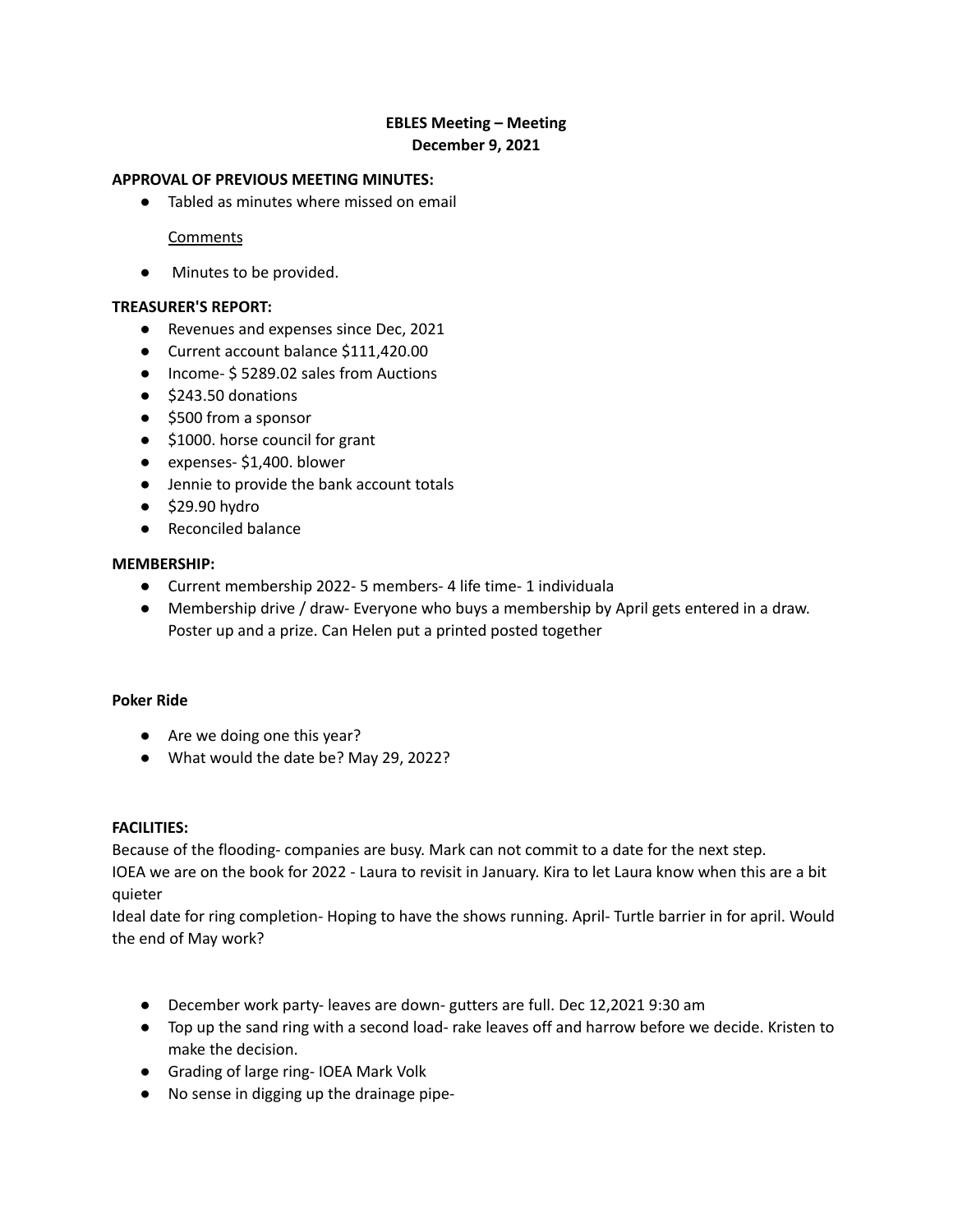**EBLES Meeting – Meeting**
**December 9, 2021**

**APPROVAL OF PREVIOUS MEETING MINUTES:**

- Tabled as minutes where missed on email

  Comments

- Minutes to be provided.

**TREASURER'S REPORT:**

- Revenues and expenses since Dec, 2021
- Current account balance $111,420.00
- Income- $ 5289.02 sales from Auctions
- $243.50 donations
- $500 from a sponsor
- $1000. horse council for grant
- expenses- $1,400. blower
- Jennie to provide the bank account totals
- $29.90 hydro
- Reconciled balance

**MEMBERSHIP:**

- Current membership 2022- 5 members- 4 life time- 1 individuala
- Membership drive / draw- Everyone who buys a membership by April gets entered in a draw. Poster up and a prize. Can Helen put a printed posted together

**Poker Ride**

- Are we doing one this year?
- What would the date be? May 29, 2022?

**FACILITIES:**

Because of the flooding- companies are busy. Mark can not commit to a date for the next step.
IOEA we are on the book for 2022 - Laura to revisit in January. Kira to let Laura know when this are a bit quieter
Ideal date for ring completion- Hoping to have the shows running. April- Turtle barrier in for april. Would the end of May work?

- December work party- leaves are down- gutters are full. Dec 12,2021 9:30 am
- Top up the sand ring with a second load- rake leaves off and harrow before we decide. Kristen to make the decision.
- Grading of large ring- IOEA Mark Volk
- No sense in digging up the drainage pipe-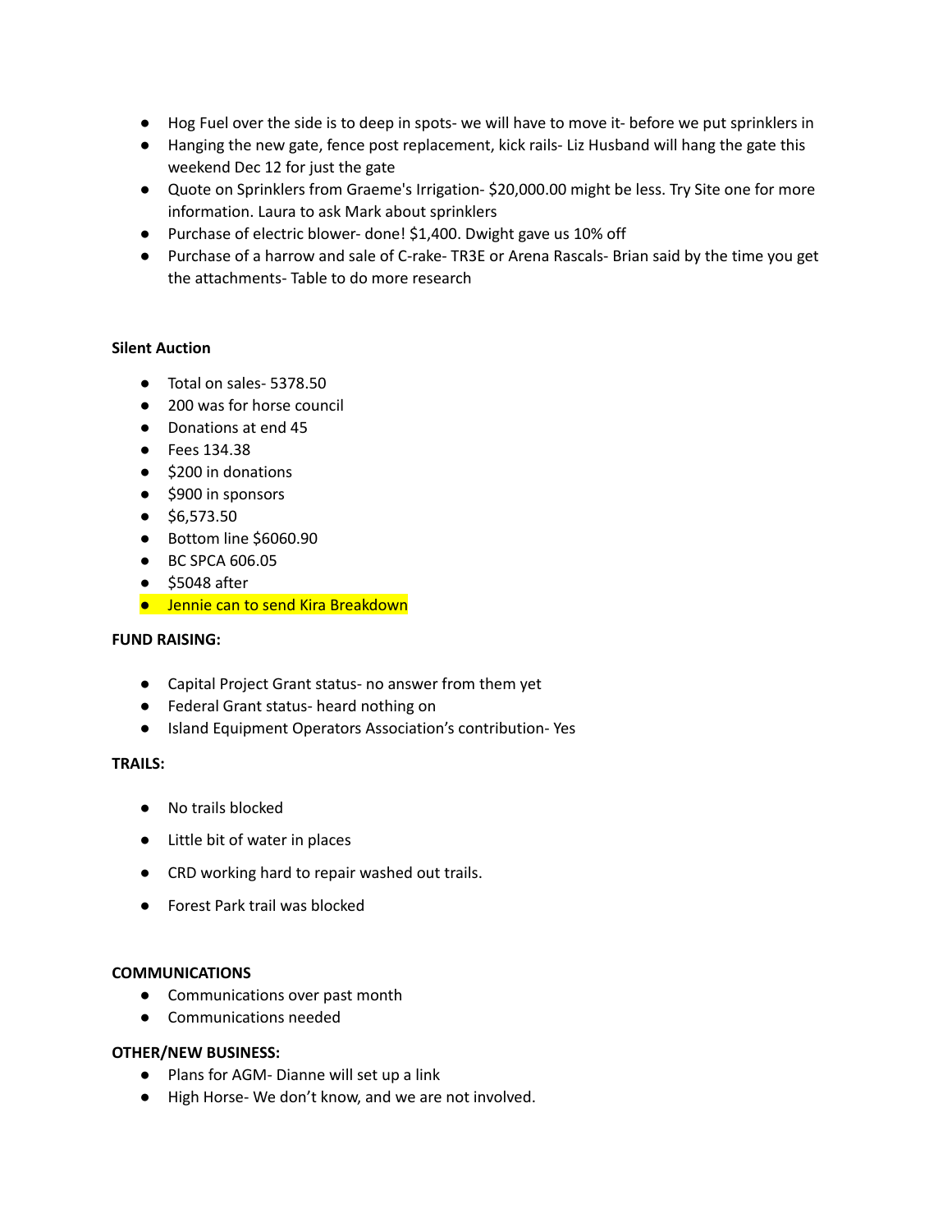- Hog Fuel over the side is to deep in spots- we will have to move it- before we put sprinklers in
- Hanging the new gate, fence post replacement, kick rails- Liz Husband will hang the gate this weekend Dec 12 for just the gate
- Quote on Sprinklers from Graeme's Irrigation- $20,000.00 might be less. Try Site one for more information. Laura to ask Mark about sprinklers
- Purchase of electric blower- done! $1,400. Dwight gave us 10% off
- Purchase of a harrow and sale of C-rake- TR3E or Arena Rascals- Brian said by the time you get the attachments- Table to do more research

**Silent Auction**

- Total on sales- 5378.50
- 200 was for horse council
- Donations at end 45
- Fees 134.38
- $200 in donations
- $900 in sponsors
- $6,573.50
- Bottom line $6060.90
- BC SPCA 606.05
- $5048 after
- Jennie can to send Kira Breakdown

**FUND RAISING:**

- Capital Project Grant status- no answer from them yet
- Federal Grant status- heard nothing on
- Island Equipment Operators Association's contribution- Yes

**TRAILS:**

- No trails blocked
- Little bit of water in places
- CRD working hard to repair washed out trails.
- Forest Park trail was blocked

**COMMUNICATIONS**

- Communications over past month
- Communications needed

**OTHER/NEW BUSINESS:**

- Plans for AGM- Dianne will set up a link
- High Horse- We don't know, and we are not involved.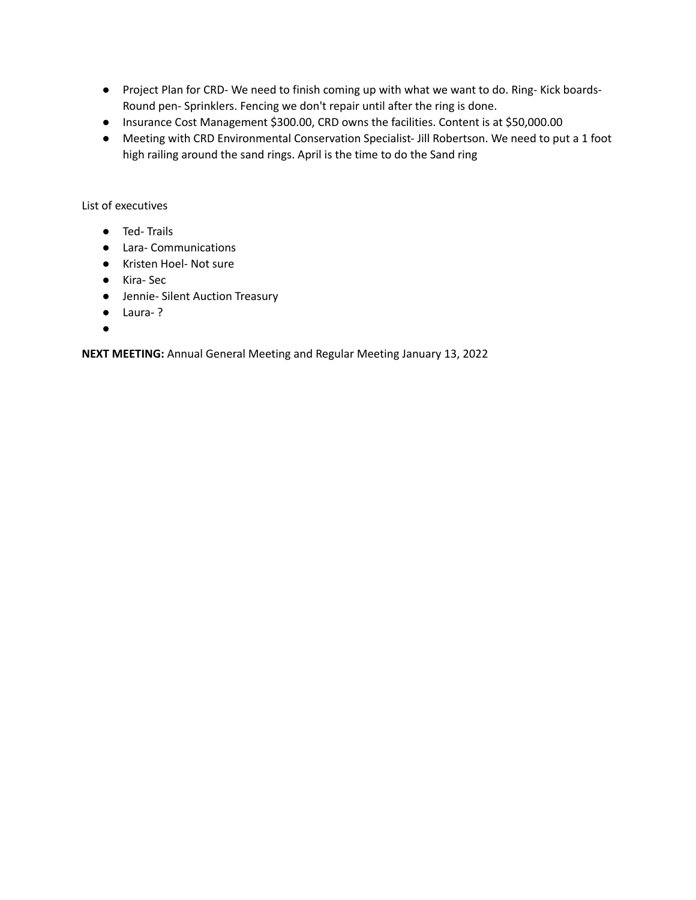- Project Plan for CRD- We need to finish coming up with what we want to do. Ring- Kick boards- Round pen- Sprinklers. Fencing we don't repair until after the ring is done.
- Insurance Cost Management $300.00, CRD owns the facilities. Content is at $50,000.00
- Meeting with CRD Environmental Conservation Specialist- Jill Robertson. We need to put a 1 foot high railing around the sand rings. April is the time to do the Sand ring

List of executives

- Ted- Trails
- Lara- Communications
- Kristen Hoel- Not sure
- Kira- Sec
- Jennie- Silent Auction Treasury
- Laura- ?
-

**NEXT MEETING:** Annual General Meeting and Regular Meeting January 13, 2022